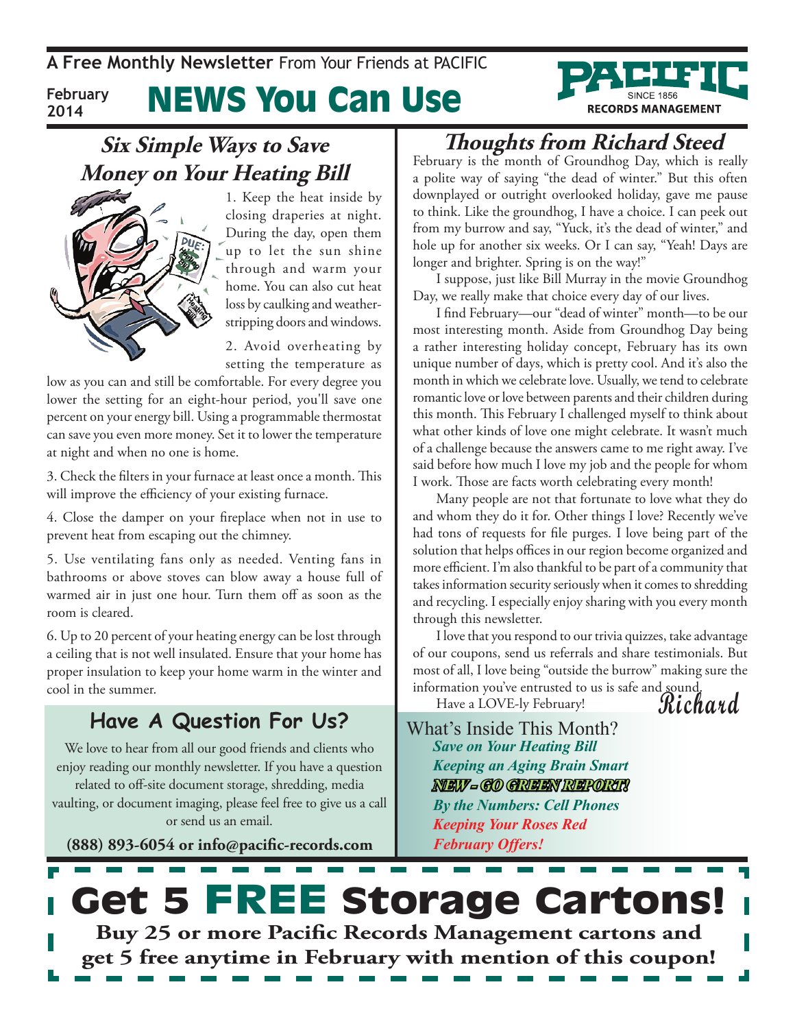A **Free Monthly Newsletter** From Your Friends at PACIFIC

**February 2014**

# NEWS You Can Use

PACIFIC SINCE 1856 RECORDS MANAGEMENT

## *Six Simple Ways to Save Money on Your Heating Bill*

1. Keep the heat inside by closing draperies at night. During the day, open them up to let the sun shine through and warm your home. You can also cut heat loss by caulking and weather-stripping doors and windows.

2. Avoid overheating by setting the temperature as low as you can and still be comfortable. For every degree you lower the setting for an eight-hour period, you'll save one percent on your energy bill. Using a programmable thermostat can save you even more money. Set it to lower the temperature at night and when no one is home.

3. Check the filters in your furnace at least once a month. This will improve the efficiency of your existing furnace.

4. Close the damper on your fireplace when not in use to prevent heat from escaping out the chimney.

5. Use ventilating fans only as needed. Venting fans in bathrooms or above stoves can blow away a house full of warmed air in just one hour. Turn them off as soon as the room is cleared.

6. Up to 20 percent of your heating energy can be lost through a ceiling that is not well insulated. Ensure that your home has proper insulation to keep your home warm in the winter and cool in the summer.

## Have A Question For Us?

We love to hear from all our good friends and clients who enjoy reading our monthly newsletter. If you have a question related to off-site document storage, shredding, media vaulting, or document imaging, please feel free to give us a call or send us an email.

**(888) 893-6054 or info@pacific-records.com**

## *Thoughts from Richard Steed*

February is the month of Groundhog Day, which is really a polite way of saying "the dead of winter." But this often downplayed or outright overlooked holiday, gave me pause to think. Like the groundhog, I have a choice. I can peek out from my burrow and say, "Yuck, it's the dead of winter," and hole up for another six weeks. Or I can say, "Yeah! Days are longer and brighter. Spring is on the way!"

I suppose, just like Bill Murray in the movie Groundhog Day, we really make that choice every day of our lives.

I find February—our "dead of winter" month—to be our most interesting month. Aside from Groundhog Day being a rather interesting holiday concept, February has its own unique number of days, which is pretty cool. And it's also the month in which we celebrate love. Usually, we tend to celebrate romantic love or love between parents and their children during this month. This February I challenged myself to think about what other kinds of love one might celebrate. It wasn't much of a challenge because the answers came to me right away. I've said before how much I love my job and the people for whom I work. Those are facts worth celebrating every month!

Many people are not that fortunate to love what they do and whom they do it for. Other things I love? Recently we've had tons of requests for file purges. I love being part of the solution that helps offices in our region become organized and more efficient. I'm also thankful to be part of a community that takes information security seriously when it comes to shredding and recycling. I especially enjoy sharing with you every month through this newsletter.

I love that you respond to our trivia quizzes, take advantage of our coupons, send us referrals and share testimonials. But most of all, I love being "outside the burrow" making sure the information you've entrusted to us is safe and sound.

Have a LOVE-ly February!

*Richard*

### What's Inside This Month?

- ***Save on Your Heating Bill***
- ***Keeping an Aging Brain Smart***
- ***NEW - GO GREEN REPORT!***
- ***By the Numbers: Cell Phones***
- ***Keeping Your Roses Red***
- ***February Offers!***

# Get 5 FREE Storage Cartons!

**Buy 25 or more Pacific Records Management cartons and get 5 free anytime in February with mention of this coupon!**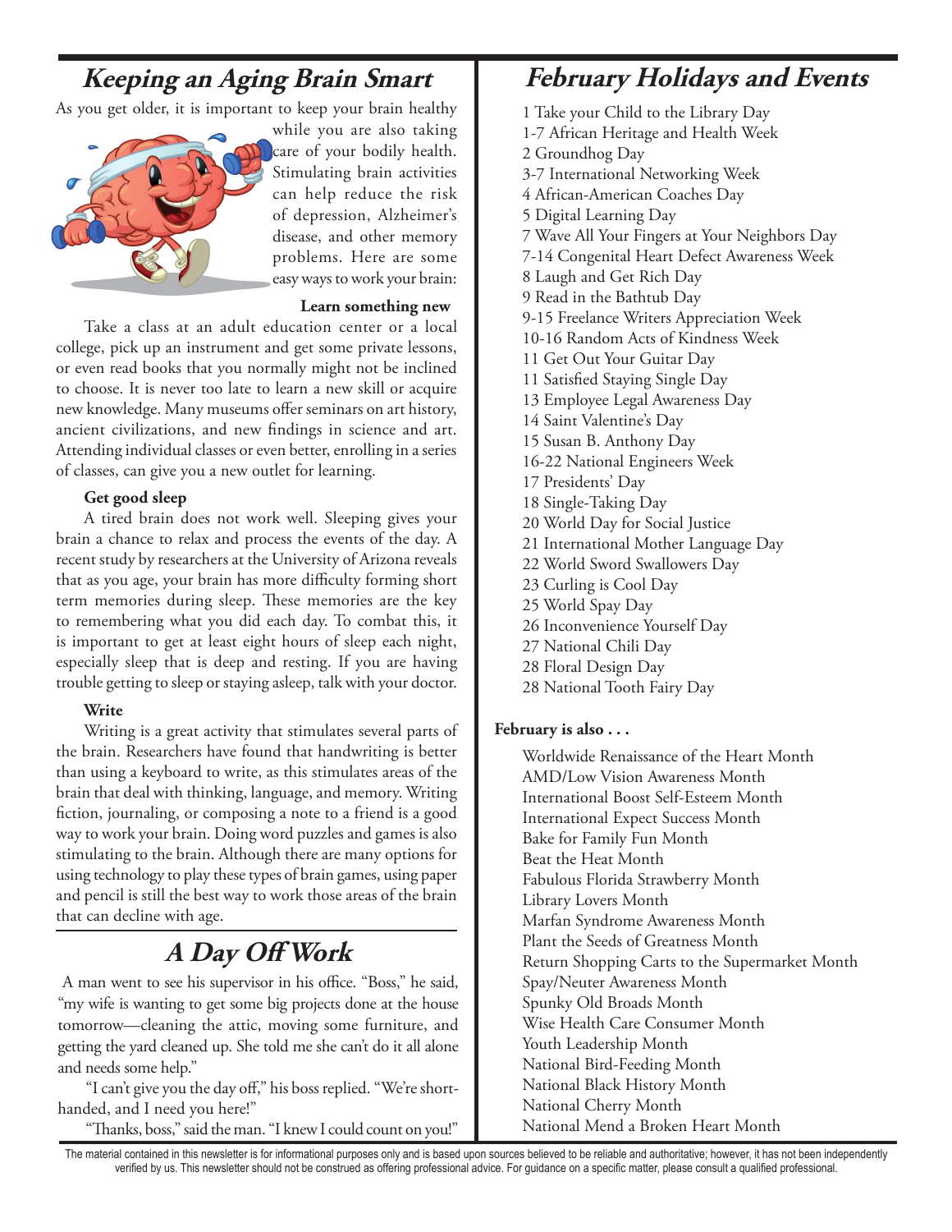## Keeping an Aging Brain Smart

As you get older, it is important to keep your brain healthy while you are also taking care of your bodily health. Stimulating brain activities can help reduce the risk of depression, Alzheimer's disease, and other memory problems. Here are some easy ways to work your brain:

**Learn something new**

Take a class at an adult education center or a local college, pick up an instrument and get some private lessons, or even read books that you normally might not be inclined to choose. It is never too late to learn a new skill or acquire new knowledge. Many museums offer seminars on art history, ancient civilizations, and new findings in science and art. Attending individual classes or even better, enrolling in a series of classes, can give you a new outlet for learning.

**Get good sleep**

A tired brain does not work well. Sleeping gives your brain a chance to relax and process the events of the day. A recent study by researchers at the University of Arizona reveals that as you age, your brain has more difficulty forming short term memories during sleep. These memories are the key to remembering what you did each day. To combat this, it is important to get at least eight hours of sleep each night, especially sleep that is deep and resting. If you are having trouble getting to sleep or staying asleep, talk with your doctor.

**Write**

Writing is a great activity that stimulates several parts of the brain. Researchers have found that handwriting is better than using a keyboard to write, as this stimulates areas of the brain that deal with thinking, language, and memory. Writing fiction, journaling, or composing a note to a friend is a good way to work your brain. Doing word puzzles and games is also stimulating to the brain. Although there are many options for using technology to play these types of brain games, using paper and pencil is still the best way to work those areas of the brain that can decline with age.

## A Day Off Work

A man went to see his supervisor in his office. "Boss," he said, "my wife is wanting to get some big projects done at the house tomorrow—cleaning the attic, moving some furniture, and getting the yard cleaned up. She told me she can't do it all alone and needs some help."

"I can't give you the day off," his boss replied. "We're short-handed, and I need you here!"

"Thanks, boss," said the man. "I knew I could count on you!"

## February Holidays and Events

1 Take your Child to the Library Day
1-7 African Heritage and Health Week
2 Groundhog Day
3-7 International Networking Week
4 African-American Coaches Day
5 Digital Learning Day
7 Wave All Your Fingers at Your Neighbors Day
7-14 Congenital Heart Defect Awareness Week
8 Laugh and Get Rich Day
9 Read in the Bathtub Day
9-15 Freelance Writers Appreciation Week
10-16 Random Acts of Kindness Week
11 Get Out Your Guitar Day
11 Satisfied Staying Single Day
13 Employee Legal Awareness Day
14 Saint Valentine's Day
15 Susan B. Anthony Day
16-22 National Engineers Week
17 Presidents' Day
18 Single-Taking Day
20 World Day for Social Justice
21 International Mother Language Day
22 World Sword Swallowers Day
23 Curling is Cool Day
25 World Spay Day
26 Inconvenience Yourself Day
27 National Chili Day
28 Floral Design Day
28 National Tooth Fairy Day

**February is also . . .**

Worldwide Renaissance of the Heart Month
AMD/Low Vision Awareness Month
International Boost Self-Esteem Month
International Expect Success Month
Bake for Family Fun Month
Beat the Heat Month
Fabulous Florida Strawberry Month
Library Lovers Month
Marfan Syndrome Awareness Month
Plant the Seeds of Greatness Month
Return Shopping Carts to the Supermarket Month
Spay/Neuter Awareness Month
Spunky Old Broads Month
Wise Health Care Consumer Month
Youth Leadership Month
National Bird-Feeding Month
National Black History Month
National Cherry Month
National Mend a Broken Heart Month

The material contained in this newsletter is for informational purposes only and is based upon sources believed to be reliable and authoritative; however, it has not been independently verified by us. This newsletter should not be construed as offering professional advice. For guidance on a specific matter, please consult a qualified professional.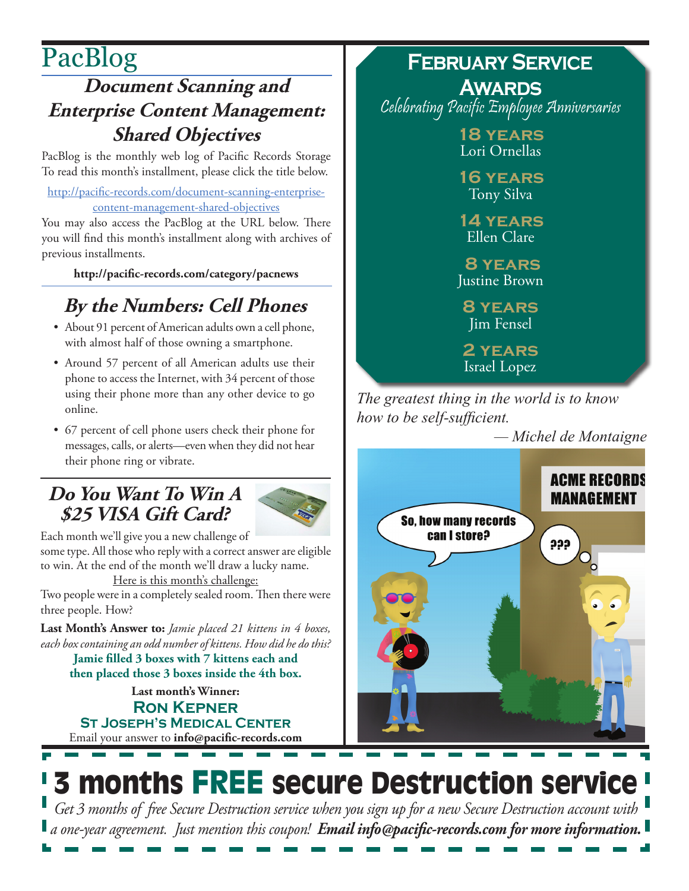# PacBlog

## *Document Scanning and Enterprise Content Management: Shared Objectives*

PacBlog is the monthly web log of Pacific Records Storage To read this month's installment, please click the title below.

http://pacific-records.com/document-scanning-enterprise-content-management-shared-objectives

You may also access the PacBlog at the URL below. There you will find this month's installment along with archives of previous installments.

**http://pacific-records.com/category/pacnews**

## *By the Numbers: Cell Phones*

- About 91 percent of American adults own a cell phone, with almost half of those owning a smartphone.
- Around 57 percent of all American adults use their phone to access the Internet, with 34 percent of those using their phone more than any other device to go online.
- 67 percent of cell phone users check their phone for messages, calls, or alerts—even when they did not hear their phone ring or vibrate.

## *Do You Want To Win A $25 VISA Gift Card?*

Each month we'll give you a new challenge of some type. All those who reply with a correct answer are eligible to win. At the end of the month we'll draw a lucky name.

Here is this month's challenge:

Two people were in a completely sealed room. Then there were three people. How?

**Last Month's Answer to:** *Jamie placed 21 kittens in 4 boxes, each box containing an odd number of kittens. How did he do this?*

**Jamie filled 3 boxes with 7 kittens each and then placed those 3 boxes inside the 4th box.**

**Last month's Winner:**

**Ron Kepner**
**St Joseph's Medical Center**

Email your answer to **info@pacific-records.com**

## February Service Awards

*Celebrating Pacific Employee Anniversaries*

**18 years**
Lori Ornellas

**16 years**
Tony Silva

**14 years**
Ellen Clare

**8 years**
Justine Brown

**8 years**
Jim Fensel

**2 years**
Israel Lopez

*The greatest thing in the world is to know how to be self-sufficient.*

*— Michel de Montaigne*

ACME RECORDS MANAGEMENT

So, how many records can I store?

???

# 3 months FREE secure Destruction service

*Get 3 months of free Secure Destruction service when you sign up for a new Secure Destruction account with a one-year agreement. Just mention this coupon!* ***Email info@pacific-records.com for more information.***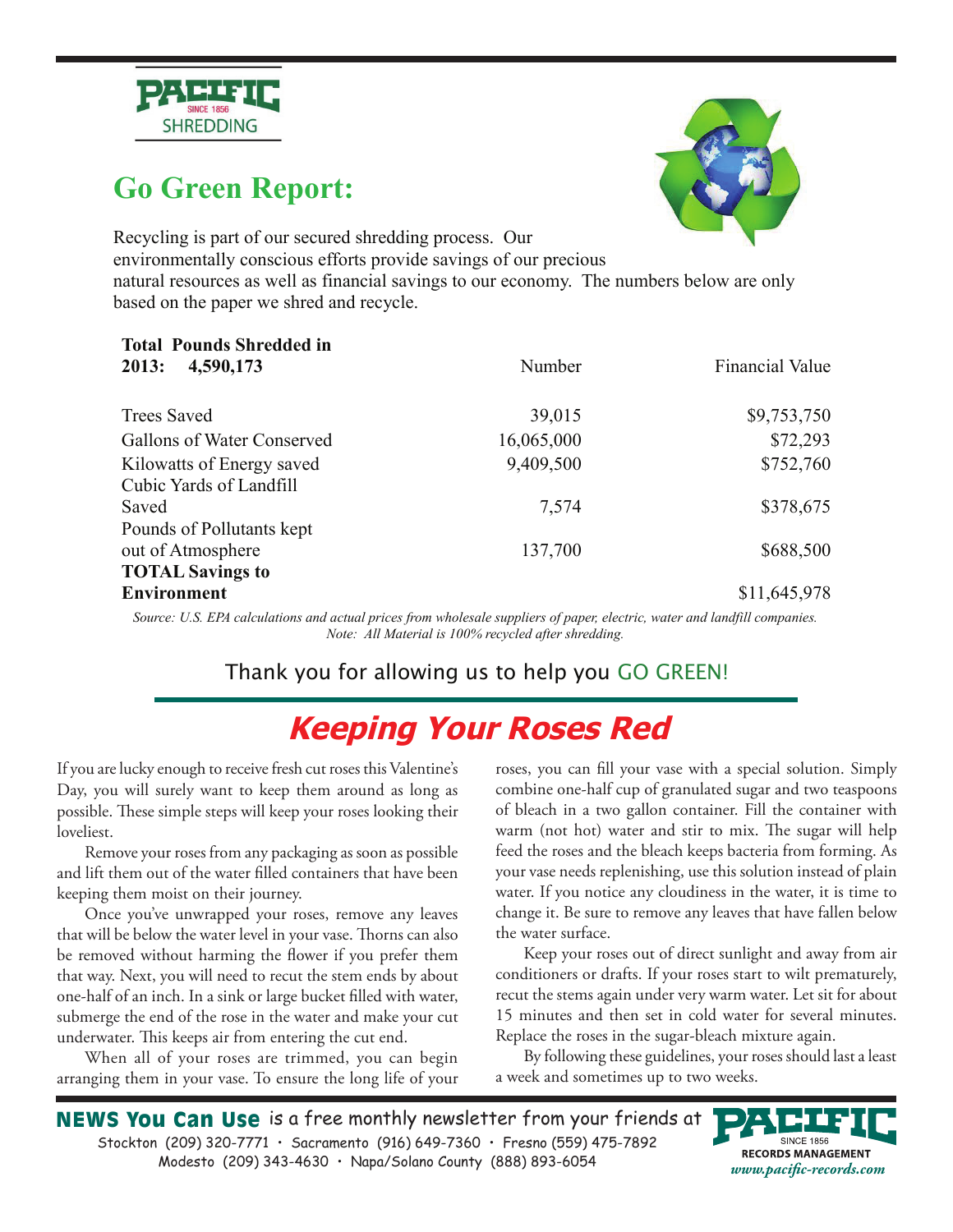PACIFIC
SINCE 1856
SHREDDING

## Go Green Report:

Recycling is part of our secured shredding process. Our environmentally conscious efforts provide savings of our precious natural resources as well as financial savings to our economy. The numbers below are only based on the paper we shred and recycle.

| **Total Pounds Shredded in 2013: 4,590,173** | Number | Financial Value |
|---|---|---|
| Trees Saved | 39,015 | $9,753,750 |
| Gallons of Water Conserved | 16,065,000 | $72,293 |
| Kilowatts of Energy saved | 9,409,500 | $752,760 |
| Cubic Yards of Landfill Saved | 7,574 | $378,675 |
| Pounds of Pollutants kept out of Atmosphere | 137,700 | $688,500 |
| **TOTAL Savings to Environment** | | $11,645,978 |

*Source: U.S. EPA calculations and actual prices from wholesale suppliers of paper, electric, water and landfill companies.*
*Note: All Material is 100% recycled after shredding.*

Thank you for allowing us to help you GO GREEN!

# *Keeping Your Roses Red*

If you are lucky enough to receive fresh cut roses this Valentine's Day, you will surely want to keep them around as long as possible. These simple steps will keep your roses looking their loveliest.

Remove your roses from any packaging as soon as possible and lift them out of the water filled containers that have been keeping them moist on their journey.

Once you've unwrapped your roses, remove any leaves that will be below the water level in your vase. Thorns can also be removed without harming the flower if you prefer them that way. Next, you will need to recut the stem ends by about one-half of an inch. In a sink or large bucket filled with water, submerge the end of the rose in the water and make your cut underwater. This keeps air from entering the cut end.

When all of your roses are trimmed, you can begin arranging them in your vase. To ensure the long life of your roses, you can fill your vase with a special solution. Simply combine one-half cup of granulated sugar and two teaspoons of bleach in a two gallon container. Fill the container with warm (not hot) water and stir to mix. The sugar will help feed the roses and the bleach keeps bacteria from forming. As your vase needs replenishing, use this solution instead of plain water. If you notice any cloudiness in the water, it is time to change it. Be sure to remove any leaves that have fallen below the water surface.

Keep your roses out of direct sunlight and away from air conditioners or drafts. If your roses start to wilt prematurely, recut the stems again under very warm water. Let sit for about 15 minutes and then set in cold water for several minutes. Replace the roses in the sugar-bleach mixture again.

By following these guidelines, your roses should last a least a week and sometimes up to two weeks.

**NEWS You Can Use** is a free monthly newsletter from your friends at
Stockton (209) 320-7771 • Sacramento (916) 649-7360 • Fresno (559) 475-7892
Modesto (209) 343-4630 • Napa/Solano County (888) 893-6054

PACIFIC
SINCE 1856
RECORDS MANAGEMENT
*www.pacific-records.com*